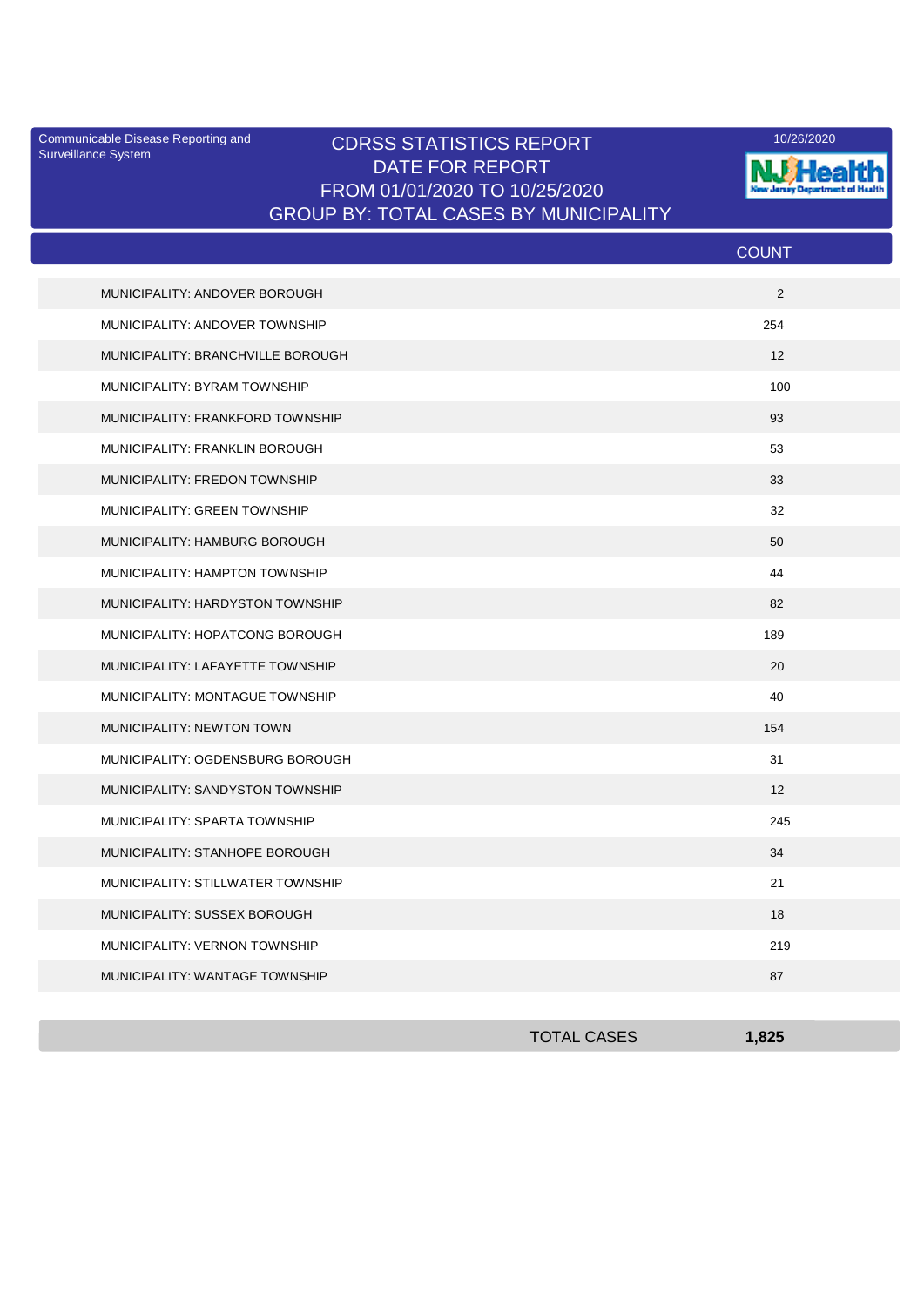Communicable Disease Reporting and Surveillance System

# CDRSS STATISTICS REPORT
## DATE FOR REPORT
## FROM 01/01/2020 TO 10/25/2020
## GROUP BY: TOTAL CASES BY MUNICIPALITY

10/26/2020

NJ Health — New Jersey Department of Health

| | COUNT |
|---|---|
| MUNICIPALITY: ANDOVER BOROUGH | 2 |
| MUNICIPALITY: ANDOVER TOWNSHIP | 254 |
| MUNICIPALITY: BRANCHVILLE BOROUGH | 12 |
| MUNICIPALITY: BYRAM TOWNSHIP | 100 |
| MUNICIPALITY: FRANKFORD TOWNSHIP | 93 |
| MUNICIPALITY: FRANKLIN BOROUGH | 53 |
| MUNICIPALITY: FREDON TOWNSHIP | 33 |
| MUNICIPALITY: GREEN TOWNSHIP | 32 |
| MUNICIPALITY: HAMBURG BOROUGH | 50 |
| MUNICIPALITY: HAMPTON TOWNSHIP | 44 |
| MUNICIPALITY: HARDYSTON TOWNSHIP | 82 |
| MUNICIPALITY: HOPATCONG BOROUGH | 189 |
| MUNICIPALITY: LAFAYETTE TOWNSHIP | 20 |
| MUNICIPALITY: MONTAGUE TOWNSHIP | 40 |
| MUNICIPALITY: NEWTON TOWN | 154 |
| MUNICIPALITY: OGDENSBURG BOROUGH | 31 |
| MUNICIPALITY: SANDYSTON TOWNSHIP | 12 |
| MUNICIPALITY: SPARTA TOWNSHIP | 245 |
| MUNICIPALITY: STANHOPE BOROUGH | 34 |
| MUNICIPALITY: STILLWATER TOWNSHIP | 21 |
| MUNICIPALITY: SUSSEX BOROUGH | 18 |
| MUNICIPALITY: VERNON TOWNSHIP | 219 |
| MUNICIPALITY: WANTAGE TOWNSHIP | 87 |
| TOTAL CASES | **1,825** |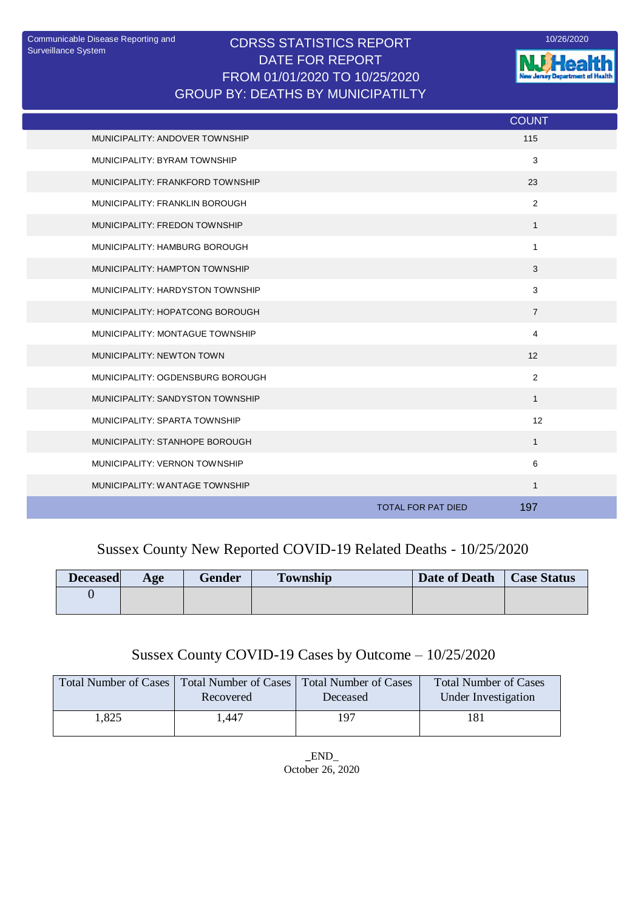Communicable Disease Reporting and Surveillance System

# CDRSS STATISTICS REPORT
## DATE FOR REPORT
## FROM 01/01/2020 TO 10/25/2020
## GROUP BY: DEATHS BY MUNICIPATILTY

10/26/2020

| | COUNT |
|---|---|
| MUNICIPALITY: ANDOVER TOWNSHIP | 115 |
| MUNICIPALITY: BYRAM TOWNSHIP | 3 |
| MUNICIPALITY: FRANKFORD TOWNSHIP | 23 |
| MUNICIPALITY: FRANKLIN BOROUGH | 2 |
| MUNICIPALITY: FREDON TOWNSHIP | 1 |
| MUNICIPALITY: HAMBURG BOROUGH | 1 |
| MUNICIPALITY: HAMPTON TOWNSHIP | 3 |
| MUNICIPALITY: HARDYSTON TOWNSHIP | 3 |
| MUNICIPALITY: HOPATCONG BOROUGH | 7 |
| MUNICIPALITY: MONTAGUE TOWNSHIP | 4 |
| MUNICIPALITY: NEWTON TOWN | 12 |
| MUNICIPALITY: OGDENSBURG BOROUGH | 2 |
| MUNICIPALITY: SANDYSTON TOWNSHIP | 1 |
| MUNICIPALITY: SPARTA TOWNSHIP | 12 |
| MUNICIPALITY: STANHOPE BOROUGH | 1 |
| MUNICIPALITY: VERNON TOWNSHIP | 6 |
| MUNICIPALITY: WANTAGE TOWNSHIP | 1 |
| TOTAL FOR PAT DIED | 197 |

## Sussex County New Reported COVID-19 Related Deaths - 10/25/2020

| Deceased | Age | Gender | Township | Date of Death | Case Status |
|---|---|---|---|---|---|
| 0 | | | | | |

## Sussex County COVID-19 Cases by Outcome – 10/25/2020

| Total Number of Cases | Total Number of Cases Recovered | Total Number of Cases Deceased | Total Number of Cases Under Investigation |
|---|---|---|---|
| 1,825 | 1,447 | 197 | 181 |

_END_
October 26, 2020